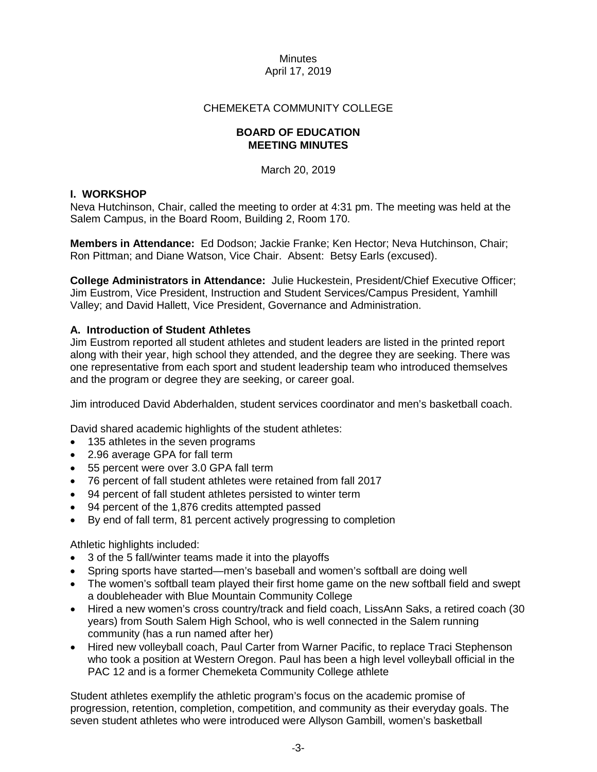Minutes
April 17, 2019

CHEMEKETA COMMUNITY COLLEGE

**BOARD OF EDUCATION**
**MEETING MINUTES**

March 20, 2019

## I. WORKSHOP

Neva Hutchinson, Chair, called the meeting to order at 4:31 pm. The meeting was held at the Salem Campus, in the Board Room, Building 2, Room 170.

**Members in Attendance:** Ed Dodson; Jackie Franke; Ken Hector; Neva Hutchinson, Chair; Ron Pittman; and Diane Watson, Vice Chair. Absent: Betsy Earls (excused).

**College Administrators in Attendance:** Julie Huckestein, President/Chief Executive Officer; Jim Eustrom, Vice President, Instruction and Student Services/Campus President, Yamhill Valley; and David Hallett, Vice President, Governance and Administration.

### A. Introduction of Student Athletes

Jim Eustrom reported all student athletes and student leaders are listed in the printed report along with their year, high school they attended, and the degree they are seeking. There was one representative from each sport and student leadership team who introduced themselves and the program or degree they are seeking, or career goal.

Jim introduced David Abderhalden, student services coordinator and men's basketball coach.

David shared academic highlights of the student athletes:

- 135 athletes in the seven programs
- 2.96 average GPA for fall term
- 55 percent were over 3.0 GPA fall term
- 76 percent of fall student athletes were retained from fall 2017
- 94 percent of fall student athletes persisted to winter term
- 94 percent of the 1,876 credits attempted passed
- By end of fall term, 81 percent actively progressing to completion

Athletic highlights included:

- 3 of the 5 fall/winter teams made it into the playoffs
- Spring sports have started—men's baseball and women's softball are doing well
- The women's softball team played their first home game on the new softball field and swept a doubleheader with Blue Mountain Community College
- Hired a new women's cross country/track and field coach, LissAnn Saks, a retired coach (30 years) from South Salem High School, who is well connected in the Salem running community (has a run named after her)
- Hired new volleyball coach, Paul Carter from Warner Pacific, to replace Traci Stephenson who took a position at Western Oregon. Paul has been a high level volleyball official in the PAC 12 and is a former Chemeketa Community College athlete

Student athletes exemplify the athletic program's focus on the academic promise of progression, retention, completion, competition, and community as their everyday goals. The seven student athletes who were introduced were Allyson Gambill, women's basketball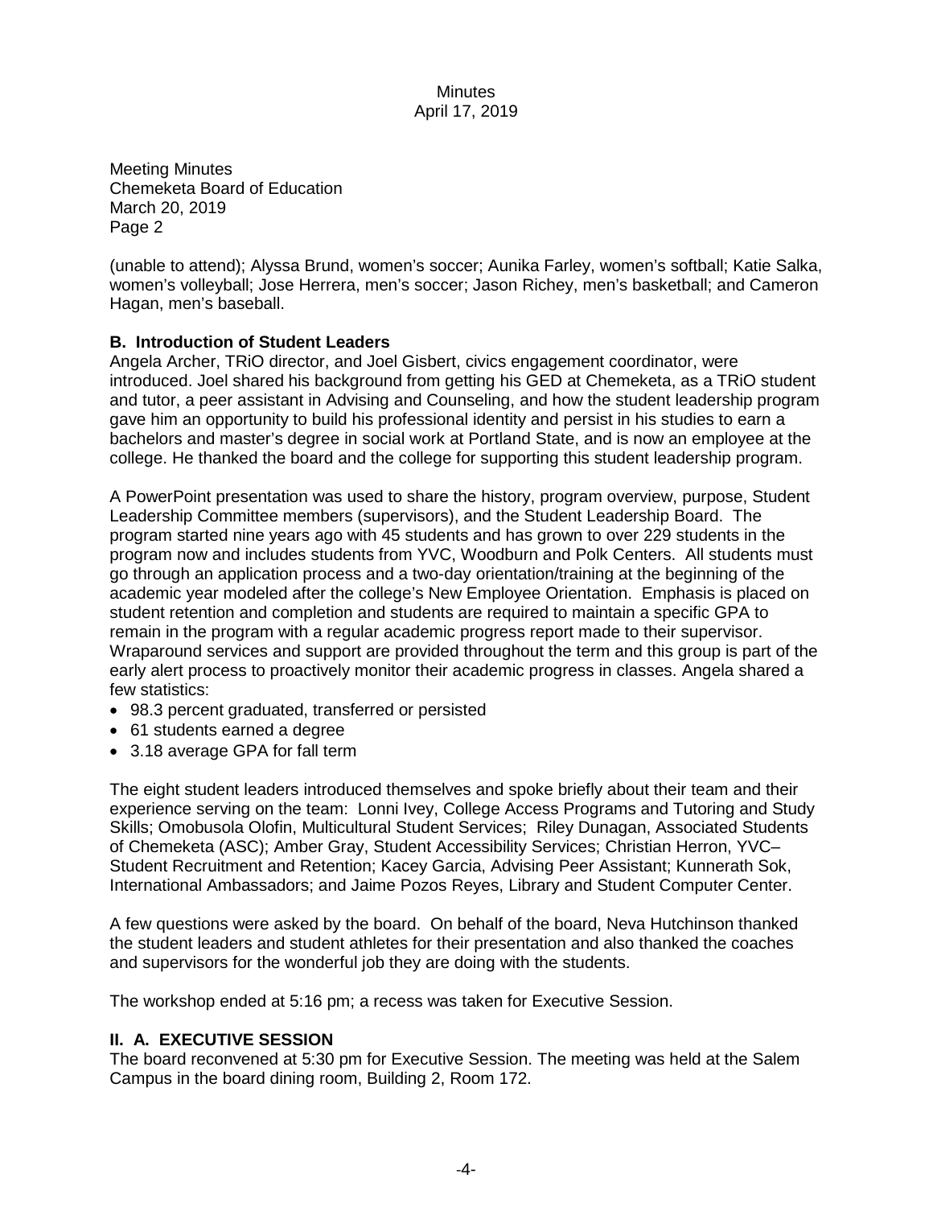(unable to attend); Alyssa Brund, women's soccer; Aunika Farley, women's softball; Katie Salka, women's volleyball; Jose Herrera, men's soccer; Jason Richey, men's basketball; and Cameron Hagan, men's baseball.

**B. Introduction of Student Leaders**

Angela Archer, TRiO director, and Joel Gisbert, civics engagement coordinator, were introduced. Joel shared his background from getting his GED at Chemeketa, as a TRiO student and tutor, a peer assistant in Advising and Counseling, and how the student leadership program gave him an opportunity to build his professional identity and persist in his studies to earn a bachelors and master's degree in social work at Portland State, and is now an employee at the college. He thanked the board and the college for supporting this student leadership program.

A PowerPoint presentation was used to share the history, program overview, purpose, Student Leadership Committee members (supervisors), and the Student Leadership Board. The program started nine years ago with 45 students and has grown to over 229 students in the program now and includes students from YVC, Woodburn and Polk Centers. All students must go through an application process and a two-day orientation/training at the beginning of the academic year modeled after the college's New Employee Orientation. Emphasis is placed on student retention and completion and students are required to maintain a specific GPA to remain in the program with a regular academic progress report made to their supervisor. Wraparound services and support are provided throughout the term and this group is part of the early alert process to proactively monitor their academic progress in classes. Angela shared a few statistics:

- 98.3 percent graduated, transferred or persisted
- 61 students earned a degree
- 3.18 average GPA for fall term

The eight student leaders introduced themselves and spoke briefly about their team and their experience serving on the team: Lonni Ivey, College Access Programs and Tutoring and Study Skills; Omobusola Olofin, Multicultural Student Services; Riley Dunagan, Associated Students of Chemeketa (ASC); Amber Gray, Student Accessibility Services; Christian Herron, YVC– Student Recruitment and Retention; Kacey Garcia, Advising Peer Assistant; Kunnerath Sok, International Ambassadors; and Jaime Pozos Reyes, Library and Student Computer Center.

A few questions were asked by the board. On behalf of the board, Neva Hutchinson thanked the student leaders and student athletes for their presentation and also thanked the coaches and supervisors for the wonderful job they are doing with the students.

The workshop ended at 5:16 pm; a recess was taken for Executive Session.

**II. A. EXECUTIVE SESSION**

The board reconvened at 5:30 pm for Executive Session. The meeting was held at the Salem Campus in the board dining room, Building 2, Room 172.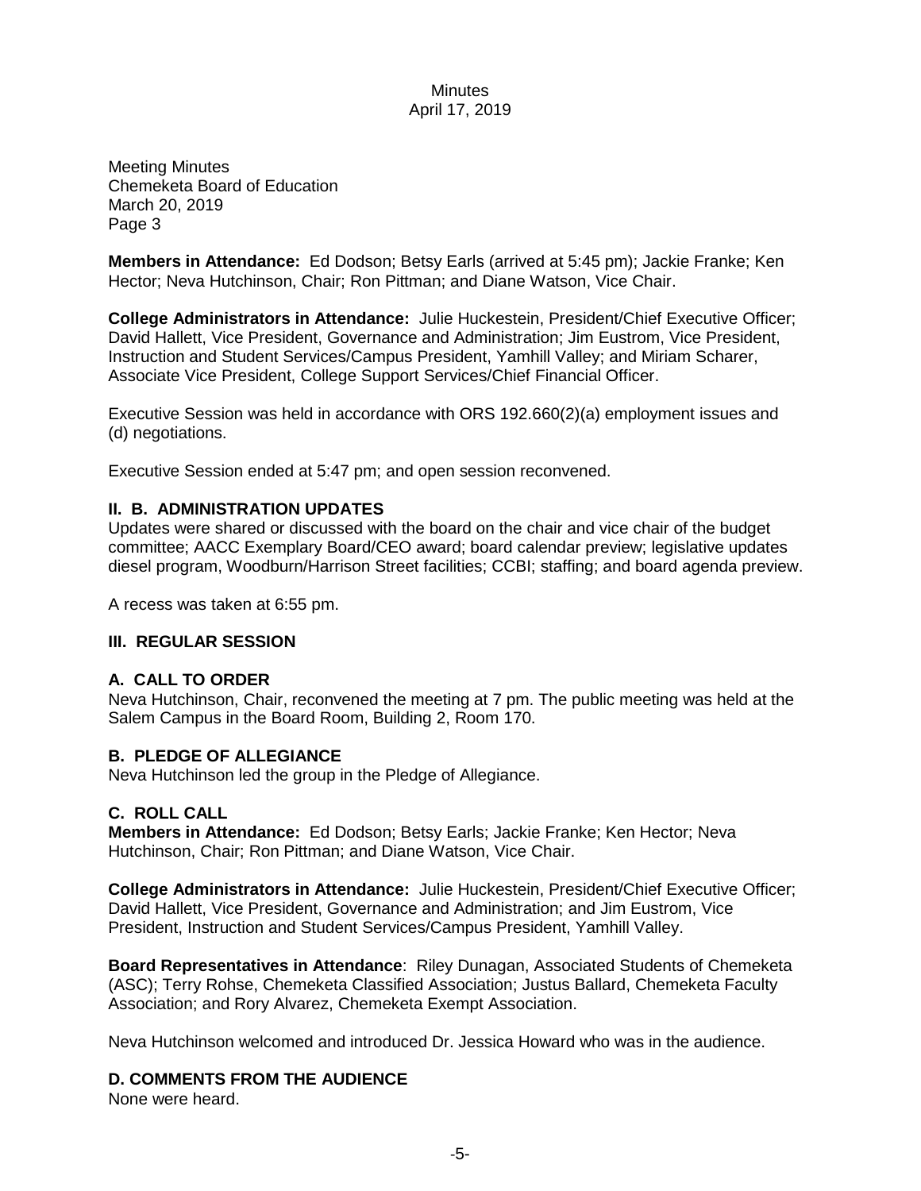Meeting Minutes
Chemeketa Board of Education
March 20, 2019
Page 3

**Members in Attendance:** Ed Dodson; Betsy Earls (arrived at 5:45 pm); Jackie Franke; Ken Hector; Neva Hutchinson, Chair; Ron Pittman; and Diane Watson, Vice Chair.

**College Administrators in Attendance:** Julie Huckestein, President/Chief Executive Officer; David Hallett, Vice President, Governance and Administration; Jim Eustrom, Vice President, Instruction and Student Services/Campus President, Yamhill Valley; and Miriam Scharer, Associate Vice President, College Support Services/Chief Financial Officer.

Executive Session was held in accordance with ORS 192.660(2)(a) employment issues and (d) negotiations.

Executive Session ended at 5:47 pm; and open session reconvened.

**II. B. ADMINISTRATION UPDATES**

Updates were shared or discussed with the board on the chair and vice chair of the budget committee; AACC Exemplary Board/CEO award; board calendar preview; legislative updates diesel program, Woodburn/Harrison Street facilities; CCBI; staffing; and board agenda preview.

A recess was taken at 6:55 pm.

**III. REGULAR SESSION**

**A. CALL TO ORDER**

Neva Hutchinson, Chair, reconvened the meeting at 7 pm. The public meeting was held at the Salem Campus in the Board Room, Building 2, Room 170.

**B. PLEDGE OF ALLEGIANCE**

Neva Hutchinson led the group in the Pledge of Allegiance.

**C. ROLL CALL**

**Members in Attendance:** Ed Dodson; Betsy Earls; Jackie Franke; Ken Hector; Neva Hutchinson, Chair; Ron Pittman; and Diane Watson, Vice Chair.

**College Administrators in Attendance:** Julie Huckestein, President/Chief Executive Officer; David Hallett, Vice President, Governance and Administration; and Jim Eustrom, Vice President, Instruction and Student Services/Campus President, Yamhill Valley.

**Board Representatives in Attendance**: Riley Dunagan, Associated Students of Chemeketa (ASC); Terry Rohse, Chemeketa Classified Association; Justus Ballard, Chemeketa Faculty Association; and Rory Alvarez, Chemeketa Exempt Association.

Neva Hutchinson welcomed and introduced Dr. Jessica Howard who was in the audience.

**D. COMMENTS FROM THE AUDIENCE**

None were heard.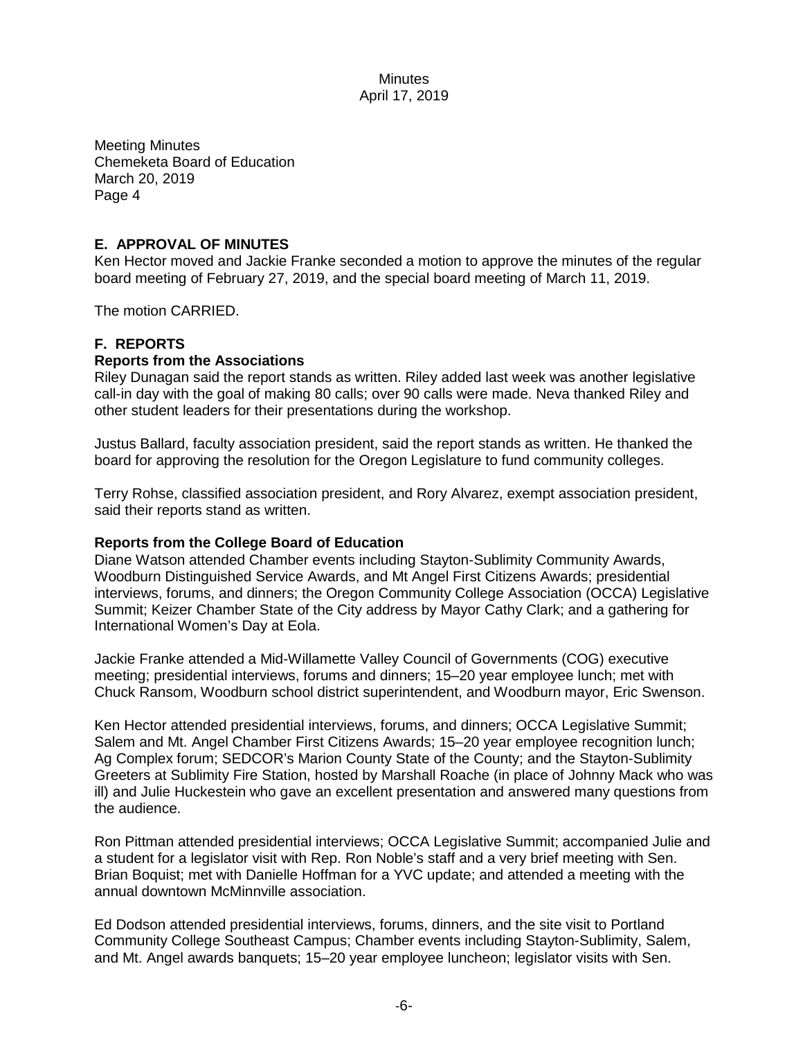Meeting Minutes
Chemeketa Board of Education
March 20, 2019
Page 4

## E. APPROVAL OF MINUTES

Ken Hector moved and Jackie Franke seconded a motion to approve the minutes of the regular board meeting of February 27, 2019, and the special board meeting of March 11, 2019.

The motion CARRIED.

## F. REPORTS

### Reports from the Associations

Riley Dunagan said the report stands as written. Riley added last week was another legislative call-in day with the goal of making 80 calls; over 90 calls were made. Neva thanked Riley and other student leaders for their presentations during the workshop.

Justus Ballard, faculty association president, said the report stands as written. He thanked the board for approving the resolution for the Oregon Legislature to fund community colleges.

Terry Rohse, classified association president, and Rory Alvarez, exempt association president, said their reports stand as written.

### Reports from the College Board of Education

Diane Watson attended Chamber events including Stayton-Sublimity Community Awards, Woodburn Distinguished Service Awards, and Mt Angel First Citizens Awards; presidential interviews, forums, and dinners; the Oregon Community College Association (OCCA) Legislative Summit; Keizer Chamber State of the City address by Mayor Cathy Clark; and a gathering for International Women's Day at Eola.

Jackie Franke attended a Mid-Willamette Valley Council of Governments (COG) executive meeting; presidential interviews, forums and dinners; 15–20 year employee lunch; met with Chuck Ransom, Woodburn school district superintendent, and Woodburn mayor, Eric Swenson.

Ken Hector attended presidential interviews, forums, and dinners; OCCA Legislative Summit; Salem and Mt. Angel Chamber First Citizens Awards; 15–20 year employee recognition lunch; Ag Complex forum; SEDCOR's Marion County State of the County; and the Stayton-Sublimity Greeters at Sublimity Fire Station, hosted by Marshall Roache (in place of Johnny Mack who was ill) and Julie Huckestein who gave an excellent presentation and answered many questions from the audience.

Ron Pittman attended presidential interviews; OCCA Legislative Summit; accompanied Julie and a student for a legislator visit with Rep. Ron Noble's staff and a very brief meeting with Sen. Brian Boquist; met with Danielle Hoffman for a YVC update; and attended a meeting with the annual downtown McMinnville association.

Ed Dodson attended presidential interviews, forums, dinners, and the site visit to Portland Community College Southeast Campus; Chamber events including Stayton-Sublimity, Salem, and Mt. Angel awards banquets; 15–20 year employee luncheon; legislator visits with Sen.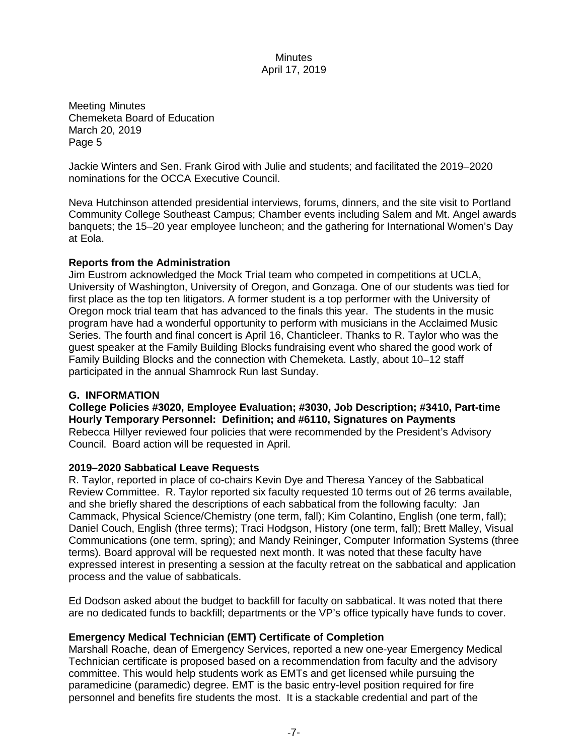Meeting Minutes
Chemeketa Board of Education
March 20, 2019
Page 5

Jackie Winters and Sen. Frank Girod with Julie and students; and facilitated the 2019–2020 nominations for the OCCA Executive Council.

Neva Hutchinson attended presidential interviews, forums, dinners, and the site visit to Portland Community College Southeast Campus; Chamber events including Salem and Mt. Angel awards banquets; the 15–20 year employee luncheon; and the gathering for International Women's Day at Eola.

**Reports from the Administration**

Jim Eustrom acknowledged the Mock Trial team who competed in competitions at UCLA, University of Washington, University of Oregon, and Gonzaga. One of our students was tied for first place as the top ten litigators. A former student is a top performer with the University of Oregon mock trial team that has advanced to the finals this year. The students in the music program have had a wonderful opportunity to perform with musicians in the Acclaimed Music Series. The fourth and final concert is April 16, Chanticleer. Thanks to R. Taylor who was the guest speaker at the Family Building Blocks fundraising event who shared the good work of Family Building Blocks and the connection with Chemeketa. Lastly, about 10–12 staff participated in the annual Shamrock Run last Sunday.

## G. INFORMATION

**College Policies #3020, Employee Evaluation; #3030, Job Description; #3410, Part-time Hourly Temporary Personnel: Definition; and #6110, Signatures on Payments**

Rebecca Hillyer reviewed four policies that were recommended by the President's Advisory Council. Board action will be requested in April.

**2019–2020 Sabbatical Leave Requests**

R. Taylor, reported in place of co-chairs Kevin Dye and Theresa Yancey of the Sabbatical Review Committee. R. Taylor reported six faculty requested 10 terms out of 26 terms available, and she briefly shared the descriptions of each sabbatical from the following faculty: Jan Cammack, Physical Science/Chemistry (one term, fall); Kim Colantino, English (one term, fall); Daniel Couch, English (three terms); Traci Hodgson, History (one term, fall); Brett Malley, Visual Communications (one term, spring); and Mandy Reininger, Computer Information Systems (three terms). Board approval will be requested next month. It was noted that these faculty have expressed interest in presenting a session at the faculty retreat on the sabbatical and application process and the value of sabbaticals.

Ed Dodson asked about the budget to backfill for faculty on sabbatical. It was noted that there are no dedicated funds to backfill; departments or the VP's office typically have funds to cover.

**Emergency Medical Technician (EMT) Certificate of Completion**

Marshall Roache, dean of Emergency Services, reported a new one-year Emergency Medical Technician certificate is proposed based on a recommendation from faculty and the advisory committee. This would help students work as EMTs and get licensed while pursuing the paramedicine (paramedic) degree. EMT is the basic entry-level position required for fire personnel and benefits fire students the most. It is a stackable credential and part of the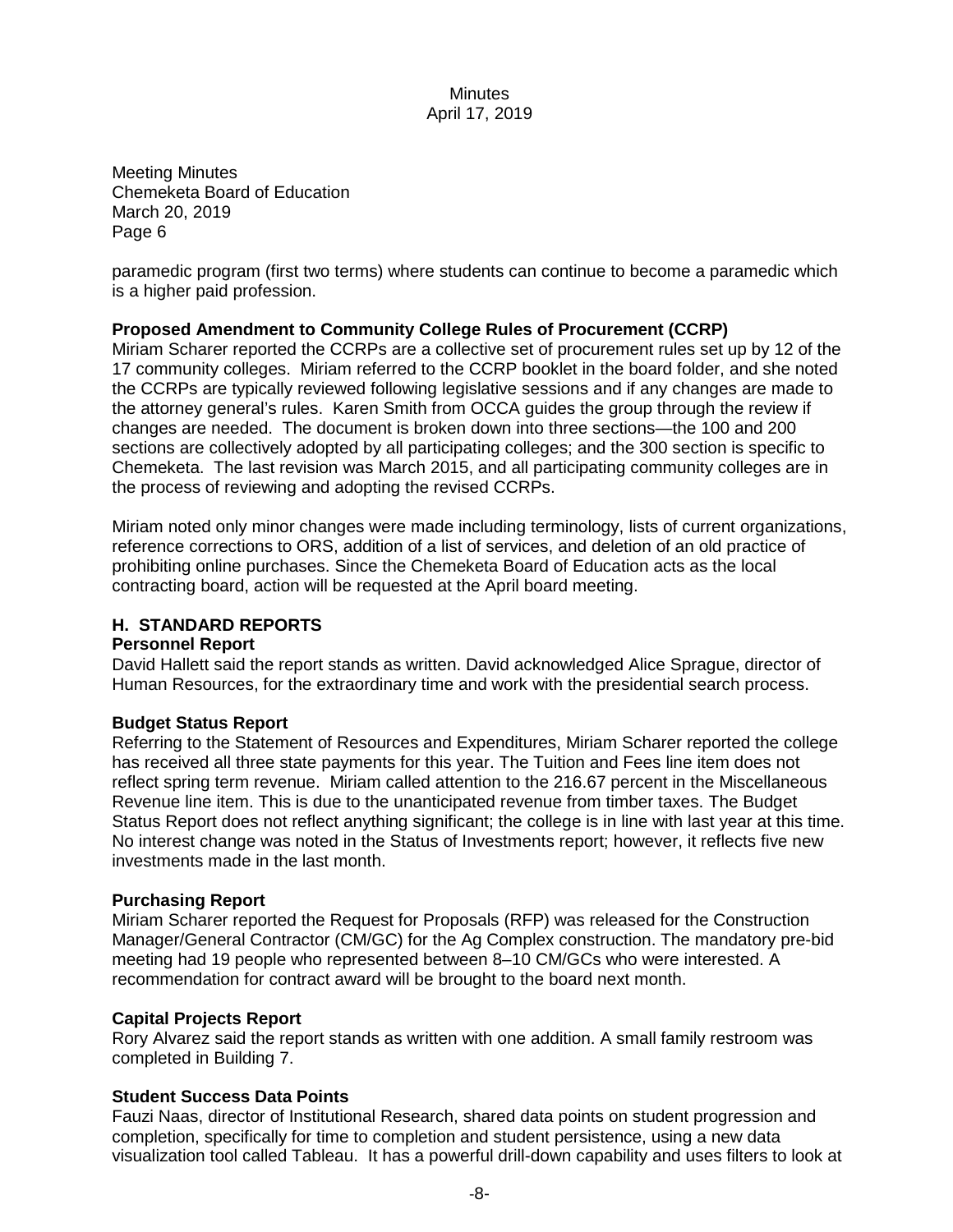paramedic program (first two terms) where students can continue to become a paramedic which is a higher paid profession.

**Proposed Amendment to Community College Rules of Procurement (CCRP)**

Miriam Scharer reported the CCRPs are a collective set of procurement rules set up by 12 of the 17 community colleges. Miriam referred to the CCRP booklet in the board folder, and she noted the CCRPs are typically reviewed following legislative sessions and if any changes are made to the attorney general's rules. Karen Smith from OCCA guides the group through the review if changes are needed. The document is broken down into three sections—the 100 and 200 sections are collectively adopted by all participating colleges; and the 300 section is specific to Chemeketa. The last revision was March 2015, and all participating community colleges are in the process of reviewing and adopting the revised CCRPs.

Miriam noted only minor changes were made including terminology, lists of current organizations, reference corrections to ORS, addition of a list of services, and deletion of an old practice of prohibiting online purchases. Since the Chemeketa Board of Education acts as the local contracting board, action will be requested at the April board meeting.

## H. STANDARD REPORTS

**Personnel Report**

David Hallett said the report stands as written. David acknowledged Alice Sprague, director of Human Resources, for the extraordinary time and work with the presidential search process.

**Budget Status Report**

Referring to the Statement of Resources and Expenditures, Miriam Scharer reported the college has received all three state payments for this year. The Tuition and Fees line item does not reflect spring term revenue. Miriam called attention to the 216.67 percent in the Miscellaneous Revenue line item. This is due to the unanticipated revenue from timber taxes. The Budget Status Report does not reflect anything significant; the college is in line with last year at this time. No interest change was noted in the Status of Investments report; however, it reflects five new investments made in the last month.

**Purchasing Report**

Miriam Scharer reported the Request for Proposals (RFP) was released for the Construction Manager/General Contractor (CM/GC) for the Ag Complex construction. The mandatory pre-bid meeting had 19 people who represented between 8–10 CM/GCs who were interested. A recommendation for contract award will be brought to the board next month.

**Capital Projects Report**

Rory Alvarez said the report stands as written with one addition. A small family restroom was completed in Building 7.

**Student Success Data Points**

Fauzi Naas, director of Institutional Research, shared data points on student progression and completion, specifically for time to completion and student persistence, using a new data visualization tool called Tableau. It has a powerful drill-down capability and uses filters to look at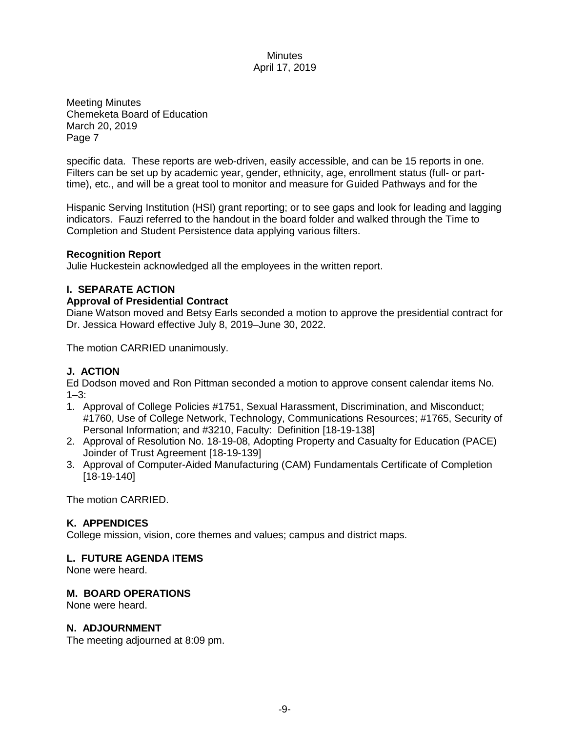Meeting Minutes
Chemeketa Board of Education
March 20, 2019
Page 7

specific data. These reports are web-driven, easily accessible, and can be 15 reports in one. Filters can be set up by academic year, gender, ethnicity, age, enrollment status (full- or part-time), etc., and will be a great tool to monitor and measure for Guided Pathways and for the

Hispanic Serving Institution (HSI) grant reporting; or to see gaps and look for leading and lagging indicators. Fauzi referred to the handout in the board folder and walked through the Time to Completion and Student Persistence data applying various filters.

**Recognition Report**
Julie Huckestein acknowledged all the employees in the written report.

## I. SEPARATE ACTION

**Approval of Presidential Contract**
Diane Watson moved and Betsy Earls seconded a motion to approve the presidential contract for Dr. Jessica Howard effective July 8, 2019–June 30, 2022.

The motion CARRIED unanimously.

## J. ACTION

Ed Dodson moved and Ron Pittman seconded a motion to approve consent calendar items No. 1–3:

1. Approval of College Policies #1751, Sexual Harassment, Discrimination, and Misconduct; #1760, Use of College Network, Technology, Communications Resources; #1765, Security of Personal Information; and #3210, Faculty: Definition [18-19-138]
2. Approval of Resolution No. 18-19-08, Adopting Property and Casualty for Education (PACE) Joinder of Trust Agreement [18-19-139]
3. Approval of Computer-Aided Manufacturing (CAM) Fundamentals Certificate of Completion [18-19-140]

The motion CARRIED.

## K. APPENDICES

College mission, vision, core themes and values; campus and district maps.

## L. FUTURE AGENDA ITEMS

None were heard.

## M. BOARD OPERATIONS

None were heard.

## N. ADJOURNMENT

The meeting adjourned at 8:09 pm.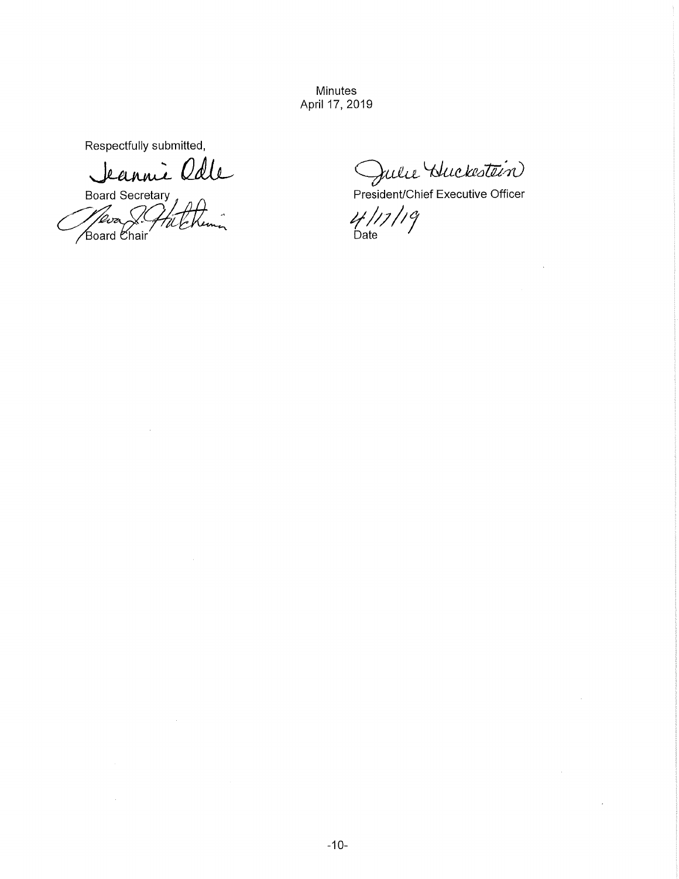Minutes
April 17, 2019

Respectfully submitted,

Jeannie Odle

Board Secretary

Neva J. Hutchinson

Board Chair

Julie Huckestein

President/Chief Executive Officer

4/17/19

Date